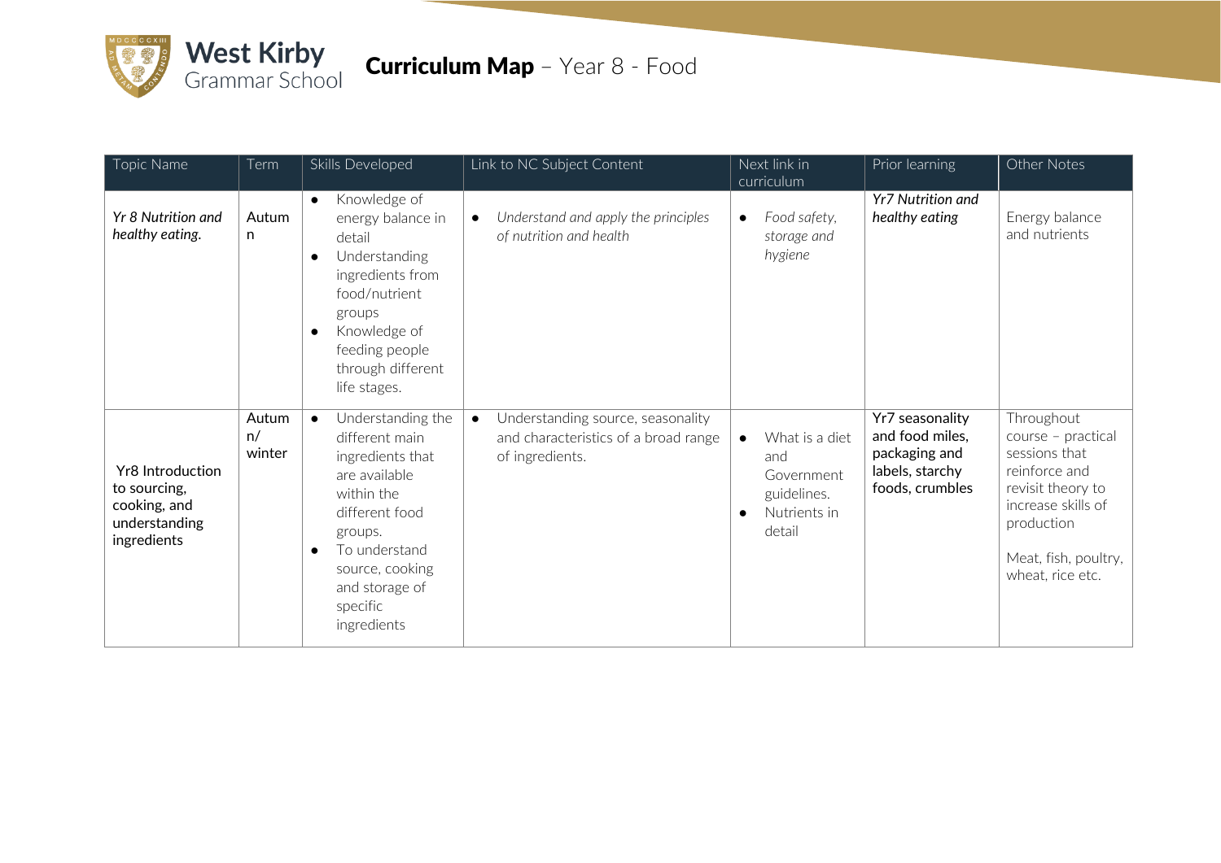West Kirby Grammar School

# Curriculum Map – Year 8 - Food

| Topic Name | Term | Skills Developed | Link to NC Subject Content | Next link in curriculum | Prior learning | Other Notes |
|---|---|---|---|---|---|---|
| *Yr 8 Nutrition and healthy eating.* | Autumn | • Knowledge of energy balance in detail<br>• Understanding ingredients from food/nutrient groups<br>• Knowledge of feeding people through different life stages. | • *Understand and apply the principles of nutrition and health* | • *Food safety, storage and hygiene* | *Yr7 Nutrition and healthy eating* | Energy balance and nutrients |
| Yr8 Introduction to sourcing, cooking, and understanding ingredients | Autumn/ winter | • Understanding the different main ingredients that are available within the different food groups.<br>• To understand source, cooking and storage of specific ingredients | • Understanding source, seasonality and characteristics of a broad range of ingredients. | • What is a diet and Government guidelines.<br>• Nutrients in detail | Yr7 seasonality and food miles, packaging and labels, starchy foods, crumbles | Throughout course – practical sessions that reinforce and revisit theory to increase skills of production<br><br>Meat, fish, poultry, wheat, rice etc. |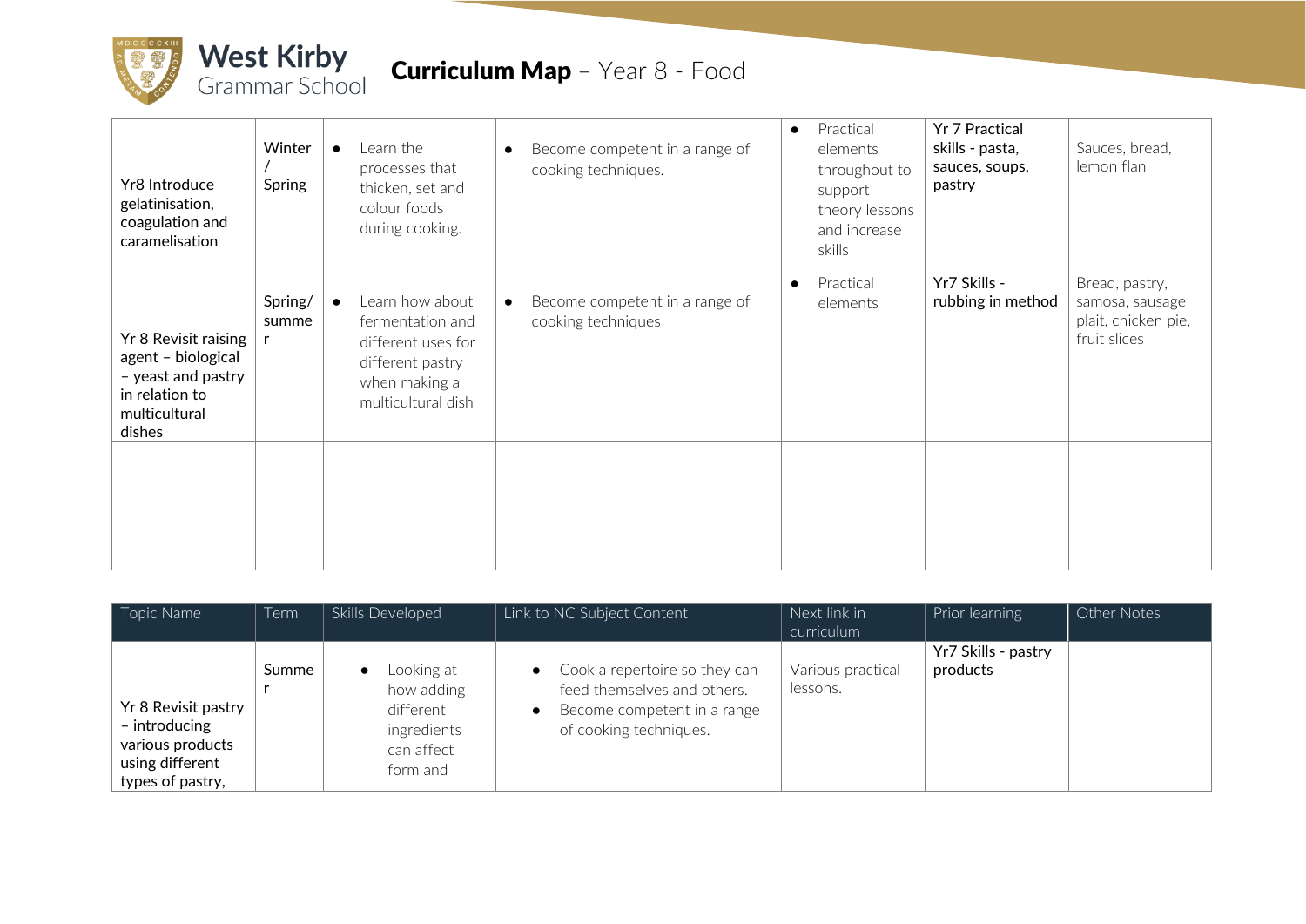# West Kirby Grammar School

## Curriculum Map – Year 8 - Food

| | | | | | | |
|---|---|---|---|---|---|---|
| Yr8 Introduce gelatinisation, coagulation and caramelisation | Winter / Spring | • Learn the processes that thicken, set and colour foods during cooking. | • Become competent in a range of cooking techniques. | • Practical elements throughout to support theory lessons and increase skills | Yr 7 Practical skills - pasta, sauces, soups, pastry | Sauces, bread, lemon flan |
| Yr 8 Revisit raising agent – biological – yeast and pastry in relation to multicultural dishes | Spring/ summer | • Learn how about fermentation and different uses for different pastry when making a multicultural dish | • Become competent in a range of cooking techniques | • Practical elements | Yr7 Skills - rubbing in method | Bread, pastry, samosa, sausage plait, chicken pie, fruit slices |
| | | | | | | |

| Topic Name | Term | Skills Developed | Link to NC Subject Content | Next link in curriculum | Prior learning | Other Notes |
|---|---|---|---|---|---|---|
| Yr 8 Revisit pastry – introducing various products using different types of pastry, | Summer | • Looking at how adding different ingredients can affect form and | • Cook a repertoire so they can feed themselves and others.<br>• Become competent in a range of cooking techniques. | Various practical lessons. | Yr7 Skills - pastry products | |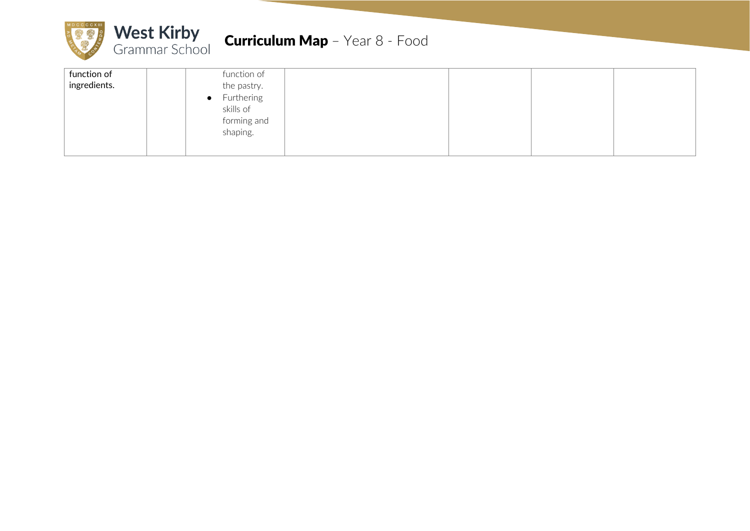| | | | | | | |
|---|---|---|---|---|---|---|
| function of ingredients. | | function of the pastry.<br>● Furthering skills of forming and shaping. | | | | |